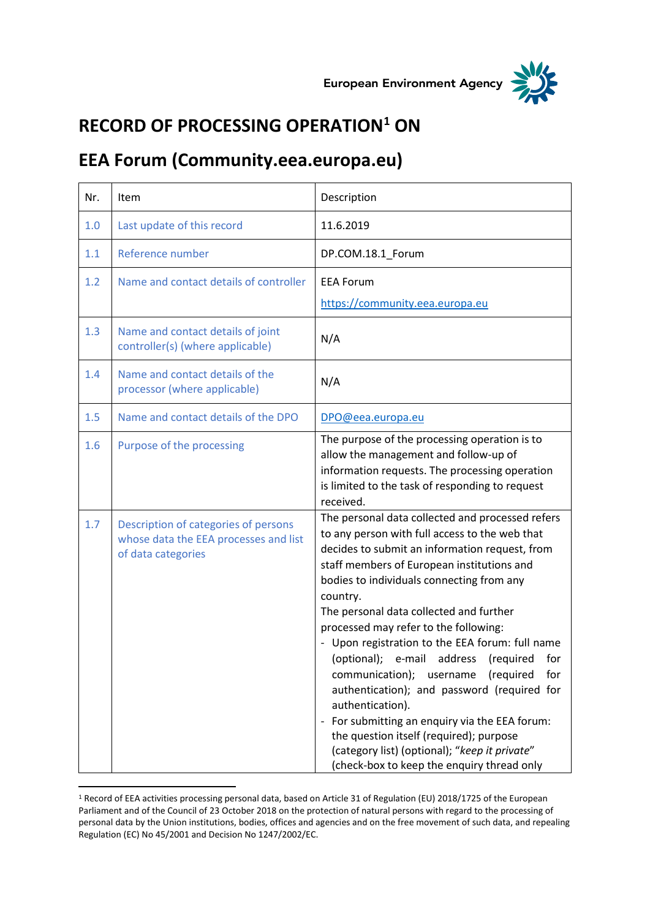European Environment Agency

# RECORD OF PROCESSING OPERATION[1] ON

# EEA Forum (Community.eea.europa.eu)

| Nr. | Item | Description |
|---|---|---|
| 1.0 | Last update of this record | 11.6.2019 |
| 1.1 | Reference number | DP.COM.18.1_Forum |
| 1.2 | Name and contact details of controller | EEA Forum<br>https://community.eea.europa.eu |
| 1.3 | Name and contact details of joint controller(s) (where applicable) | N/A |
| 1.4 | Name and contact details of the processor (where applicable) | N/A |
| 1.5 | Name and contact details of the DPO | DPO@eea.europa.eu |
| 1.6 | Purpose of the processing | The purpose of the processing operation is to allow the management and follow-up of information requests. The processing operation is limited to the task of responding to request received. |
| 1.7 | Description of categories of persons whose data the EEA processes and list of data categories | The personal data collected and processed refers to any person with full access to the web that decides to submit an information request, from staff members of European institutions and bodies to individuals connecting from any country.<br>The personal data collected and further processed may refer to the following:<br>- Upon registration to the EEA forum: full name (optional); e-mail address (required for communication); username (required for authentication); and password (required for authentication).<br>- For submitting an enquiry via the EEA forum: the question itself (required); purpose (category list) (optional); "*keep it private*" (check-box to keep the enquiry thread only |

[1] Record of EEA activities processing personal data, based on Article 31 of Regulation (EU) 2018/1725 of the European Parliament and of the Council of 23 October 2018 on the protection of natural persons with regard to the processing of personal data by the Union institutions, bodies, offices and agencies and on the free movement of such data, and repealing Regulation (EC) No 45/2001 and Decision No 1247/2002/EC.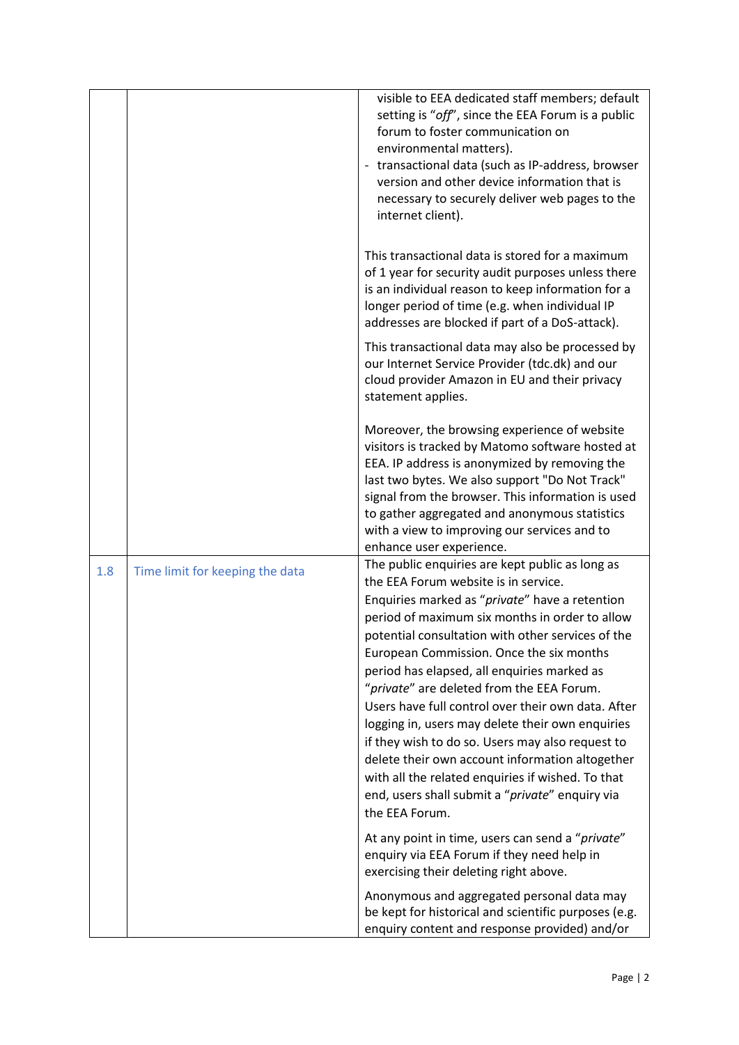| | | |
|---|---|---|
| | | visible to EEA dedicated staff members; default setting is "*off*", since the EEA Forum is a public forum to foster communication on environmental matters).<br>- transactional data (such as IP-address, browser version and other device information that is necessary to securely deliver web pages to the internet client).<br><br>This transactional data is stored for a maximum of 1 year for security audit purposes unless there is an individual reason to keep information for a longer period of time (e.g. when individual IP addresses are blocked if part of a DoS-attack).<br><br>This transactional data may also be processed by our Internet Service Provider (tdc.dk) and our cloud provider Amazon in EU and their privacy statement applies.<br><br>Moreover, the browsing experience of website visitors is tracked by Matomo software hosted at EEA. IP address is anonymized by removing the last two bytes. We also support "Do Not Track" signal from the browser. This information is used to gather aggregated and anonymous statistics with a view to improving our services and to enhance user experience. |
| 1.8 | Time limit for keeping the data | The public enquiries are kept public as long as the EEA Forum website is in service.<br>Enquiries marked as "*private*" have a retention period of maximum six months in order to allow potential consultation with other services of the European Commission. Once the six months period has elapsed, all enquiries marked as "*private*" are deleted from the EEA Forum.<br>Users have full control over their own data. After logging in, users may delete their own enquiries if they wish to do so. Users may also request to delete their own account information altogether with all the related enquiries if wished. To that end, users shall submit a "*private*" enquiry via the EEA Forum.<br><br>At any point in time, users can send a "*private*" enquiry via EEA Forum if they need help in exercising their deleting right above.<br><br>Anonymous and aggregated personal data may be kept for historical and scientific purposes (e.g. enquiry content and response provided) and/or |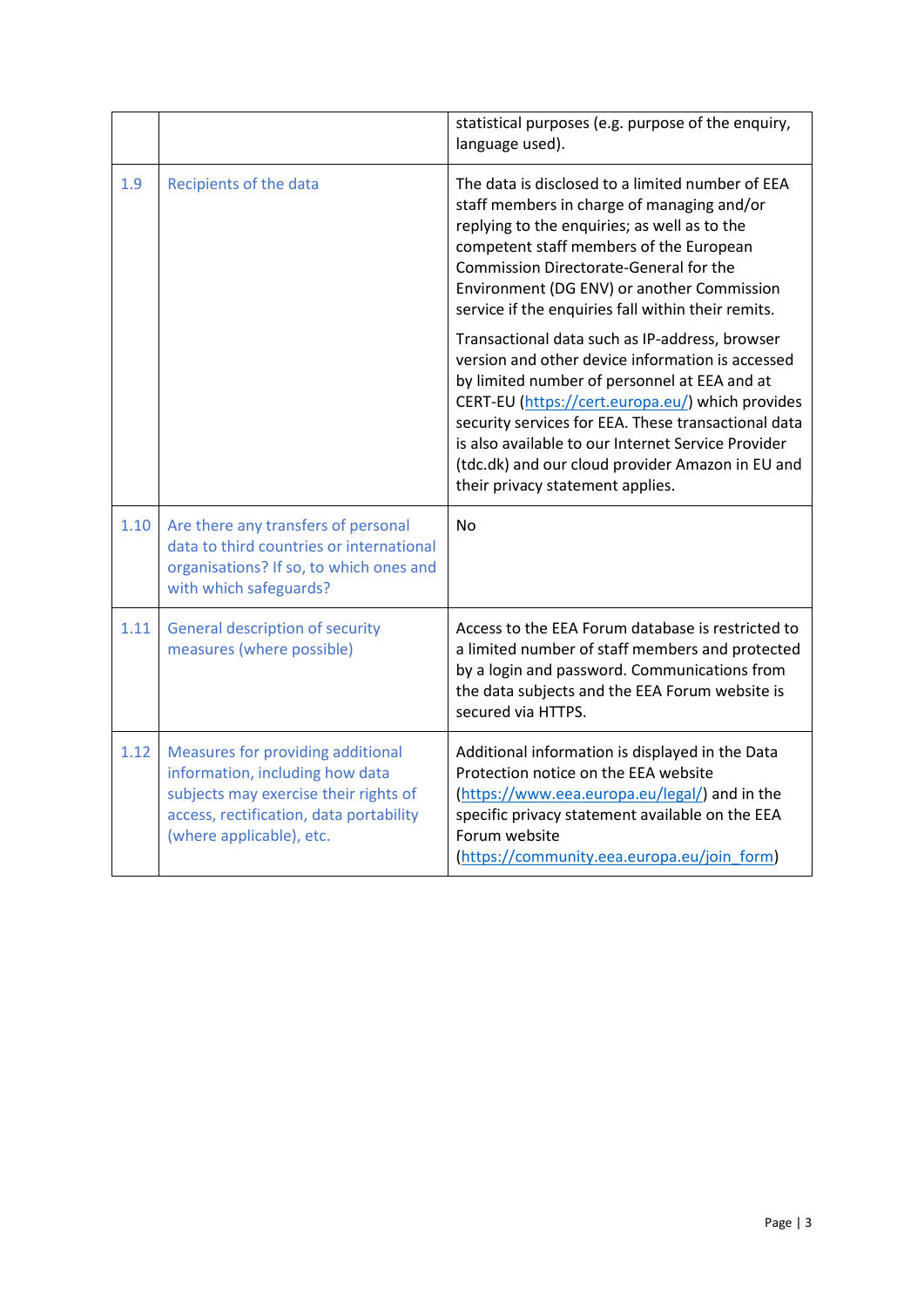| | | |
|---|---|---|
| | | statistical purposes (e.g. purpose of the enquiry, language used). |
| 1.9 | Recipients of the data | The data is disclosed to a limited number of EEA staff members in charge of managing and/or replying to the enquiries; as well as to the competent staff members of the European Commission Directorate-General for the Environment (DG ENV) or another Commission service if the enquiries fall within their remits.<br><br>Transactional data such as IP-address, browser version and other device information is accessed by limited number of personnel at EEA and at CERT-EU (https://cert.europa.eu/) which provides security services for EEA. These transactional data is also available to our Internet Service Provider (tdc.dk) and our cloud provider Amazon in EU and their privacy statement applies. |
| 1.10 | Are there any transfers of personal data to third countries or international organisations? If so, to which ones and with which safeguards? | No |
| 1.11 | General description of security measures (where possible) | Access to the EEA Forum database is restricted to a limited number of staff members and protected by a login and password. Communications from the data subjects and the EEA Forum website is secured via HTTPS. |
| 1.12 | Measures for providing additional information, including how data subjects may exercise their rights of access, rectification, data portability (where applicable), etc. | Additional information is displayed in the Data Protection notice on the EEA website (https://www.eea.europa.eu/legal/) and in the specific privacy statement available on the EEA Forum website (https://community.eea.europa.eu/join_form) |